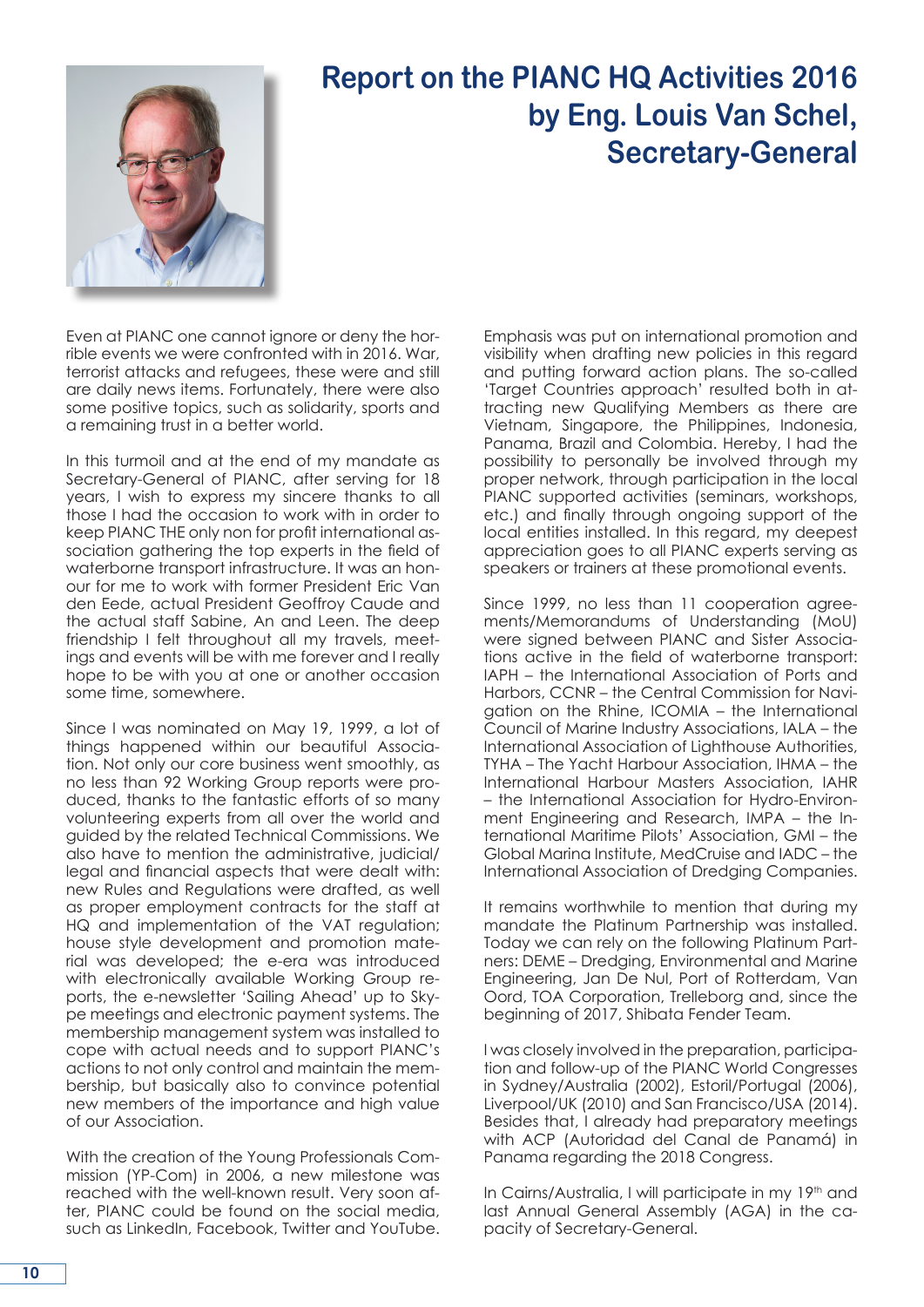# Report on the PIANC HQ Activities 2016 by Eng. Louis Van Schel, Secretary-General

Even at PIANC one cannot ignore or deny the horrible events we were confronted with in 2016. War, terrorist attacks and refugees, these were and still are daily news items. Fortunately, there were also some positive topics, such as solidarity, sports and a remaining trust in a better world.

In this turmoil and at the end of my mandate as Secretary-General of PIANC, after serving for 18 years, I wish to express my sincere thanks to all those I had the occasion to work with in order to keep PIANC THE only non for profit international association gathering the top experts in the field of waterborne transport infrastructure. It was an honour for me to work with former President Eric Van den Eede, actual President Geoffroy Caude and the actual staff Sabine, An and Leen. The deep friendship I felt throughout all my travels, meetings and events will be with me forever and I really hope to be with you at one or another occasion some time, somewhere.

Since I was nominated on May 19, 1999, a lot of things happened within our beautiful Association. Not only our core business went smoothly, as no less than 92 Working Group reports were produced, thanks to the fantastic efforts of so many volunteering experts from all over the world and guided by the related Technical Commissions. We also have to mention the administrative, judicial/legal and financial aspects that were dealt with: new Rules and Regulations were drafted, as well as proper employment contracts for the staff at HQ and implementation of the VAT regulation; house style development and promotion material was developed; the e-era was introduced with electronically available Working Group reports, the e-newsletter 'Sailing Ahead' up to Skype meetings and electronic payment systems. The membership management system was installed to cope with actual needs and to support PIANC's actions to not only control and maintain the membership, but basically also to convince potential new members of the importance and high value of our Association.

With the creation of the Young Professionals Commission (YP-Com) in 2006, a new milestone was reached with the well-known result. Very soon after, PIANC could be found on the social media, such as LinkedIn, Facebook, Twitter and YouTube.

Emphasis was put on international promotion and visibility when drafting new policies in this regard and putting forward action plans. The so-called 'Target Countries approach' resulted both in attracting new Qualifying Members as there are Vietnam, Singapore, the Philippines, Indonesia, Panama, Brazil and Colombia. Hereby, I had the possibility to personally be involved through my proper network, through participation in the local PIANC supported activities (seminars, workshops, etc.) and finally through ongoing support of the local entities installed. In this regard, my deepest appreciation goes to all PIANC experts serving as speakers or trainers at these promotional events.

Since 1999, no less than 11 cooperation agreements/Memorandums of Understanding (MoU) were signed between PIANC and Sister Associations active in the field of waterborne transport: IAPH – the International Association of Ports and Harbors, CCNR – the Central Commission for Navigation on the Rhine, ICOMIA – the International Council of Marine Industry Associations, IALA – the International Association of Lighthouse Authorities, TYHA – The Yacht Harbour Association, IHMA – the International Harbour Masters Association, IAHR – the International Association for Hydro-Environment Engineering and Research, IMPA – the International Maritime Pilots' Association, GMI – the Global Marina Institute, MedCruise and IADC – the International Association of Dredging Companies.

It remains worthwhile to mention that during my mandate the Platinum Partnership was installed. Today we can rely on the following Platinum Partners: DEME – Dredging, Environmental and Marine Engineering, Jan De Nul, Port of Rotterdam, Van Oord, TOA Corporation, Trelleborg and, since the beginning of 2017, Shibata Fender Team.

I was closely involved in the preparation, participation and follow-up of the PIANC World Congresses in Sydney/Australia (2002), Estoril/Portugal (2006), Liverpool/UK (2010) and San Francisco/USA (2014). Besides that, I already had preparatory meetings with ACP (Autoridad del Canal de Panamá) in Panama regarding the 2018 Congress.

In Cairns/Australia, I will participate in my 19th and last Annual General Assembly (AGA) in the capacity of Secretary-General.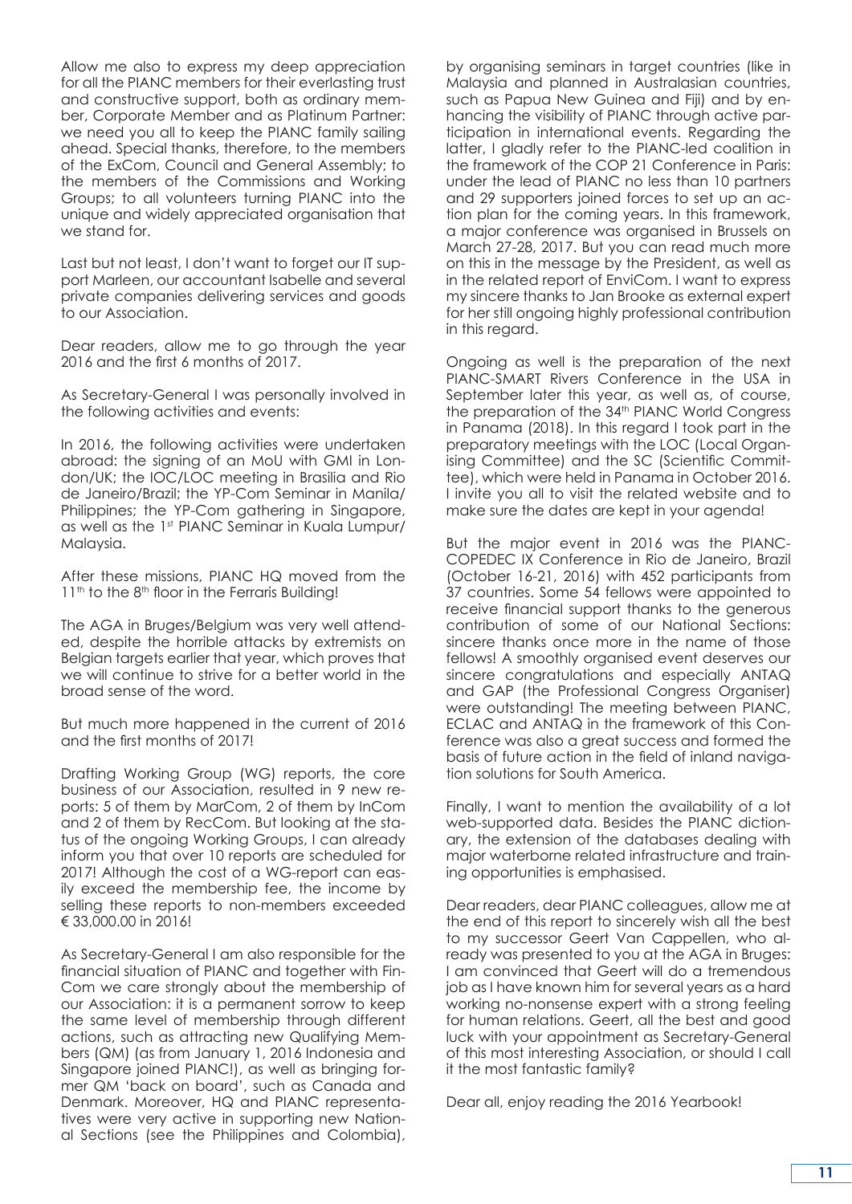Allow me also to express my deep appreciation for all the PIANC members for their everlasting trust and constructive support, both as ordinary member, Corporate Member and as Platinum Partner: we need you all to keep the PIANC family sailing ahead. Special thanks, therefore, to the members of the ExCom, Council and General Assembly; to the members of the Commissions and Working Groups; to all volunteers turning PIANC into the unique and widely appreciated organisation that we stand for.

Last but not least, I don't want to forget our IT support Marleen, our accountant Isabelle and several private companies delivering services and goods to our Association.

Dear readers, allow me to go through the year 2016 and the first 6 months of 2017.

As Secretary-General I was personally involved in the following activities and events:

In 2016, the following activities were undertaken abroad: the signing of an MoU with GMI in London/UK; the IOC/LOC meeting in Brasilia and Rio de Janeiro/Brazil; the YP-Com Seminar in Manila/Philippines; the YP-Com gathering in Singapore, as well as the 1st PIANC Seminar in Kuala Lumpur/Malaysia.

After these missions, PIANC HQ moved from the 11th to the 8th floor in the Ferraris Building!

The AGA in Bruges/Belgium was very well attended, despite the horrible attacks by extremists on Belgian targets earlier that year, which proves that we will continue to strive for a better world in the broad sense of the word.

But much more happened in the current of 2016 and the first months of 2017!

Drafting Working Group (WG) reports, the core business of our Association, resulted in 9 new reports: 5 of them by MarCom, 2 of them by InCom and 2 of them by RecCom. But looking at the status of the ongoing Working Groups, I can already inform you that over 10 reports are scheduled for 2017! Although the cost of a WG-report can easily exceed the membership fee, the income by selling these reports to non-members exceeded € 33,000.00 in 2016!

As Secretary-General I am also responsible for the financial situation of PIANC and together with FinCom we care strongly about the membership of our Association: it is a permanent sorrow to keep the same level of membership through different actions, such as attracting new Qualifying Members (QM) (as from January 1, 2016 Indonesia and Singapore joined PIANC!), as well as bringing former QM 'back on board', such as Canada and Denmark. Moreover, HQ and PIANC representatives were very active in supporting new National Sections (see the Philippines and Colombia), by organising seminars in target countries (like in Malaysia and planned in Australasian countries, such as Papua New Guinea and Fiji) and by enhancing the visibility of PIANC through active participation in international events. Regarding the latter, I gladly refer to the PIANC-led coalition in the framework of the COP 21 Conference in Paris: under the lead of PIANC no less than 10 partners and 29 supporters joined forces to set up an action plan for the coming years. In this framework, a major conference was organised in Brussels on March 27-28, 2017. But you can read much more on this in the message by the President, as well as in the related report of EnviCom. I want to express my sincere thanks to Jan Brooke as external expert for her still ongoing highly professional contribution in this regard.

Ongoing as well is the preparation of the next PIANC-SMART Rivers Conference in the USA in September later this year, as well as, of course, the preparation of the 34th PIANC World Congress in Panama (2018). In this regard I took part in the preparatory meetings with the LOC (Local Organising Committee) and the SC (Scientific Committee), which were held in Panama in October 2016. I invite you all to visit the related website and to make sure the dates are kept in your agenda!

But the major event in 2016 was the PIANC-COPEDEC IX Conference in Rio de Janeiro, Brazil (October 16-21, 2016) with 452 participants from 37 countries. Some 54 fellows were appointed to receive financial support thanks to the generous contribution of some of our National Sections: sincere thanks once more in the name of those fellows! A smoothly organised event deserves our sincere congratulations and especially ANTAQ and GAP (the Professional Congress Organiser) were outstanding! The meeting between PIANC, ECLAC and ANTAQ in the framework of this Conference was also a great success and formed the basis of future action in the field of inland navigation solutions for South America.

Finally, I want to mention the availability of a lot web-supported data. Besides the PIANC dictionary, the extension of the databases dealing with major waterborne related infrastructure and training opportunities is emphasised.

Dear readers, dear PIANC colleagues, allow me at the end of this report to sincerely wish all the best to my successor Geert Van Cappellen, who already was presented to you at the AGA in Bruges: I am convinced that Geert will do a tremendous job as I have known him for several years as a hard working no-nonsense expert with a strong feeling for human relations. Geert, all the best and good luck with your appointment as Secretary-General of this most interesting Association, or should I call it the most fantastic family?

Dear all, enjoy reading the 2016 Yearbook!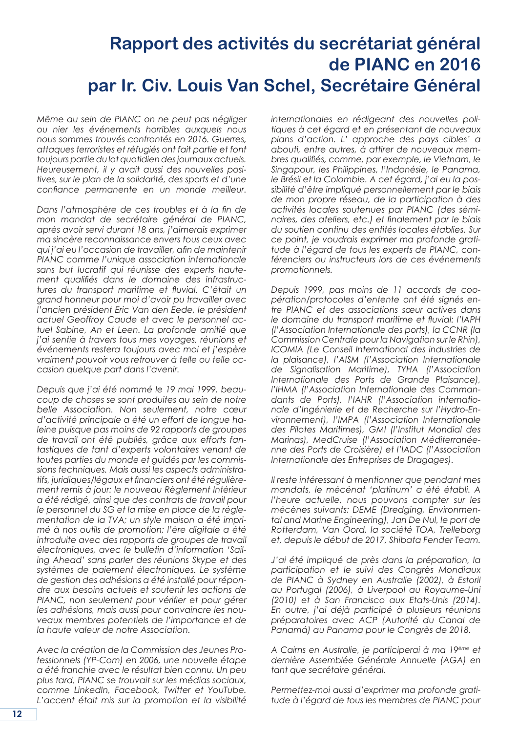# Rapport des activités du secrétariat général de PIANC en 2016 par Ir. Civ. Louis Van Schel, Secrétaire Général

*Même au sein de PIANC on ne peut pas négliger ou nier les événements horribles auxquels nous nous sommes trouvés confrontés en 2016. Guerres, attaques terroristes et réfugiés ont fait partie et font toujours partie du lot quotidien des journaux actuels. Heureusement, il y avait aussi des nouvelles positives, sur le plan de la solidarité, des sports et d'une confiance permanente en un monde meilleur.*

*Dans l'atmosphère de ces troubles et à la fin de mon mandat de secrétaire général de PIANC, après avoir servi durant 18 ans, j'aimerais exprimer ma sincère reconnaissance envers tous ceux avec qui j'ai eu l'occasion de travailler, afin de maintenir PIANC comme l'unique association internationale sans but lucratif qui réunisse des experts hautement qualifiés dans le domaine des infrastructures du transport maritime et fluvial. C'était un grand honneur pour moi d'avoir pu travailler avec l'ancien président Eric Van den Eede, le président actuel Geoffroy Caude et avec le personnel actuel Sabine, An et Leen. La profonde amitié que j'ai sentie à travers tous mes voyages, réunions et événements restera toujours avec moi et j'espère vraiment pouvoir vous retrouver à telle ou telle occasion quelque part dans l'avenir.*

*Depuis que j'ai été nommé le 19 mai 1999, beaucoup de choses se sont produites au sein de notre belle Association. Non seulement, notre cœur d'activité principale a été un effort de longue haleine puisque pas moins de 92 rapports de groupes de travail ont été publiés, grâce aux efforts fantastiques de tant d'experts volontaires venant de toutes parties du monde et guidés par les commissions techniques. Mais aussi les aspects administratifs, juridiques/légaux et financiers ont été régulièrement remis à jour: le nouveau Règlement Intérieur a été rédigé, ainsi que des contrats de travail pour le personnel du SG et la mise en place de la réglementation de la TVA; un style maison a été imprimé à nos outils de promotion; l'ère digitale a été introduite avec des rapports de groupes de travail électroniques, avec le bulletin d'information 'Sailing Ahead' sans parler des réunions Skype et des systèmes de paiement électroniques. Le système de gestion des adhésions a été installé pour répondre aux besoins actuels et soutenir les actions de PIANC, non seulement pour vérifier et pour gérer les adhésions, mais aussi pour convaincre les nouveaux membres potentiels de l'importance et de la haute valeur de notre Association.*

*Avec la création de la Commission des Jeunes Professionnels (YP-Com) en 2006, une nouvelle étape a été franchie avec le résultat bien connu. Un peu plus tard, PIANC se trouvait sur les médias sociaux, comme LinkedIn, Facebook, Twitter et YouTube. L'accent était mis sur la promotion et la visibilité internationales en rédigeant des nouvelles politiques à cet égard et en présentant de nouveaux plans d'action. L' approche des pays cibles' a abouti, entre autres, à attirer de nouveaux membres qualifiés, comme, par exemple, le Vietnam, le Singapour, les Philippines, l'Indonésie, le Panama, le Brésil et la Colombie. A cet égard, j'ai eu la possibilité d'être impliqué personnellement par le biais de mon propre réseau, de la participation à des activités locales soutenues par PIANC (des séminaires, des ateliers, etc.) et finalement par le biais du soutien continu des entités locales établies. Sur ce point, je voudrais exprimer ma profonde gratitude à l'égard de tous les experts de PIANC, conférenciers ou instructeurs lors de ces événements promotionnels.*

*Depuis 1999, pas moins de 11 accords de coopération/protocoles d'entente ont été signés entre PIANC et des associations sœur actives dans le domaine du transport maritime et fluvial: l'IAPH (l'Association Internationale des ports), la CCNR (la Commission Centrale pour la Navigation sur le Rhin), ICOMIA (Le Conseil International des industries de la plaisance), l'AISM (l'Association Internationale de Signalisation Maritime), TYHA (l'Association Internationale des Ports de Grande Plaisance), l'IHMA (l'Association Internationale des Commandants de Ports), l'IAHR (l'Association internationale d'Ingénierie et de Recherche sur l'Hydro-Environnement), l'IMPA (l'Association Internationale des Pilotes Maritimes), GMI (l'Institut Mondial des Marinas), MedCruise (l'Association Méditerranéenne des Ports de Croisière) et l'IADC (l'Association Internationale des Entreprises de Dragages).*

*Il reste intéressant à mentionner que pendant mes mandats, le mécénat 'platinum' a été établi. A l'heure actuelle, nous pouvons compter sur les mécènes suivants: DEME (Dredging, Environmental and Marine Engineering), Jan De Nul, le port de Rotterdam, Van Oord, la société TOA, Trelleborg et, depuis le début de 2017, Shibata Fender Team.*

*J'ai été impliqué de près dans la préparation, la participation et le suivi des Congrès Mondiaux de PIANC à Sydney en Australie (2002), à Estoril au Portugal (2006), à Liverpool au Royaume-Uni (2010) et à San Francisco aux Etats-Unis (2014). En outre, j'ai déjà participé à plusieurs réunions préparatoires avec ACP (Autorité du Canal de Panamá) au Panama pour le Congrès de 2018.*

*A Cairns en Australie, je participerai à ma 19ème et dernière Assemblée Générale Annuelle (AGA) en tant que secrétaire général.*

*Permettez-moi aussi d'exprimer ma profonde gratitude à l'égard de tous les membres de PIANC pour*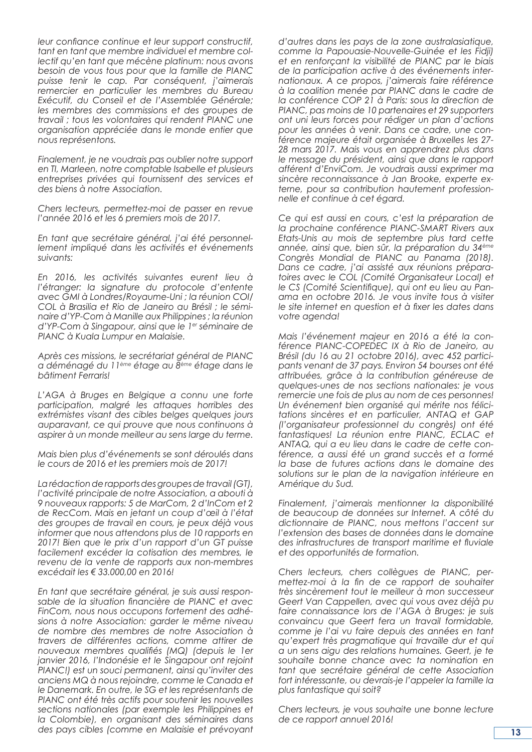*leur confiance continue et leur support constructif, tant en tant que membre individuel et membre collectif qu'en tant que mécène platinum: nous avons besoin de vous tous pour que la famille de PIANC puisse tenir le cap. Par conséquent, j'aimerais remercier en particulier les membres du Bureau Exécutif, du Conseil et de l'Assemblée Générale; les membres des commissions et des groupes de travail ; tous les volontaires qui rendent PIANC une organisation appréciée dans le monde entier que nous représentons.*

*Finalement, je ne voudrais pas oublier notre support en TI, Marleen, notre comptable Isabelle et plusieurs entreprises privées qui fournissent des services et des biens à notre Association.*

*Chers lecteurs, permettez-moi de passer en revue l'année 2016 et les 6 premiers mois de 2017.*

*En tant que secrétaire général, j'ai été personnellement impliqué dans les activités et événements suivants:*

*En 2016, les activités suivantes eurent lieu à l'étranger: la signature du protocole d'entente avec GMI à Londres/Royaume-Uni ; la réunion COI/COL à Brasilia et Rio de Janeiro au Brésil ; le séminaire d'YP-Com à Manille aux Philippines ; la réunion d'YP-Com à Singapour, ainsi que le 1er séminaire de PIANC à Kuala Lumpur en Malaisie.*

*Après ces missions, le secrétariat général de PIANC a déménagé du 11ème étage au 8ème étage dans le bâtiment Ferraris!*

*L'AGA à Bruges en Belgique a connu une forte participation, malgré les attaques horribles des extrémistes visant des cibles belges quelques jours auparavant, ce qui prouve que nous continuons à aspirer à un monde meilleur au sens large du terme.*

*Mais bien plus d'événements se sont déroulés dans le cours de 2016 et les premiers mois de 2017!*

*La rédaction de rapports des groupes de travail (GT), l'activité principale de notre Association, a abouti à 9 nouveaux rapports: 5 de MarCom, 2 d'InCom et 2 de RecCom. Mais en jetant un coup d'œil à l'état des groupes de travail en cours, je peux déjà vous informer que nous attendons plus de 10 rapports en 2017! Bien que le prix d'un rapport d'un GT puisse facilement excéder la cotisation des membres, le revenu de la vente de rapports aux non-membres excédait les € 33.000,00 en 2016!*

*En tant que secrétaire général, je suis aussi responsable de la situation financière de PIANC et avec FinCom, nous nous occupons fortement des adhésions à notre Association: garder le même niveau de nombre des membres de notre Association à travers de différentes actions, comme attirer de nouveaux membres qualifiés (MQ) (depuis le 1er janvier 2016, l'Indonésie et le Singapour ont rejoint PIANC!) est un souci permanent, ainsi qu'inviter des anciens MQ à nous rejoindre, comme le Canada et le Danemark. En outre, le SG et les représentants de PIANC ont été très actifs pour soutenir les nouvelles sections nationales (par exemple les Philippines et la Colombie), en organisant des séminaires dans des pays cibles (comme en Malaisie et prévoyant d'autres dans les pays de la zone australasiatique, comme la Papouasie-Nouvelle-Guinée et les Fidji) et en renforçant la visibilité de PIANC par le biais de la participation active à des événements internationaux. A ce propos, j'aimerais faire référence à la coalition menée par PIANC dans le cadre de la conférence COP 21 à Paris: sous la direction de PIANC, pas moins de 10 partenaires et 29 supporters ont uni leurs forces pour rédiger un plan d'actions pour les années à venir. Dans ce cadre, une conférence majeure était organisée à Bruxelles les 27-28 mars 2017. Mais vous en apprendrez plus dans le message du président, ainsi que dans le rapport afférent d'EnviCom. Je voudrais aussi exprimer ma sincère reconnaissance à Jan Brooke, experte externe, pour sa contribution hautement professionnelle et continue à cet égard.*

*Ce qui est aussi en cours, c'est la préparation de la prochaine conférence PIANC-SMART Rivers aux Etats-Unis au mois de septembre plus tard cette année, ainsi que, bien sûr, la préparation du 34ème Congrès Mondial de PIANC au Panama (2018). Dans ce cadre, j'ai assisté aux réunions préparatoires avec le COL (Comité Organisateur Local) et le CS (Comité Scientifique), qui ont eu lieu au Panama en octobre 2016. Je vous invite tous à visiter le site internet en question et à fixer les dates dans votre agenda!*

*Mais l'événement majeur en 2016 a été la conférence PIANC-COPEDEC IX à Rio de Janeiro, au Brésil (du 16 au 21 octobre 2016), avec 452 participants venant de 37 pays. Environ 54 bourses ont été attribuées, grâce à la contribution généreuse de quelques-unes de nos sections nationales: je vous remercie une fois de plus au nom de ces personnes! Un événement bien organisé qui mérite nos félicitations sincères et en particulier, ANTAQ et GAP (l'organisateur professionnel du congrès) ont été fantastiques! La réunion entre PIANC, ECLAC et ANTAQ, qui a eu lieu dans le cadre de cette conférence, a aussi été un grand succès et a formé la base de futures actions dans le domaine des solutions sur le plan de la navigation intérieure en Amérique du Sud.*

*Finalement, j'aimerais mentionner la disponibilité de beaucoup de données sur Internet. A côté du dictionnaire de PIANC, nous mettons l'accent sur l'extension des bases de données dans le domaine des infrastructures de transport maritime et fluviale et des opportunités de formation.*

*Chers lecteurs, chers collègues de PIANC, permettez-moi à la fin de ce rapport de souhaiter très sincèrement tout le meilleur à mon successeur Geert Van Cappellen, avec qui vous avez déjà pu faire connaissance lors de l'AGA à Bruges: je suis convaincu que Geert fera un travail formidable, comme je l'ai vu faire depuis des années en tant qu'expert très pragmatique qui travaille dur et qui a un sens aigu des relations humaines. Geert, je te souhaite bonne chance avec ta nomination en tant que secrétaire général de cette Association fort intéressante, ou devrais-je l'appeler la famille la plus fantastique qui soit?*

*Chers lecteurs, je vous souhaite une bonne lecture de ce rapport annuel 2016!*